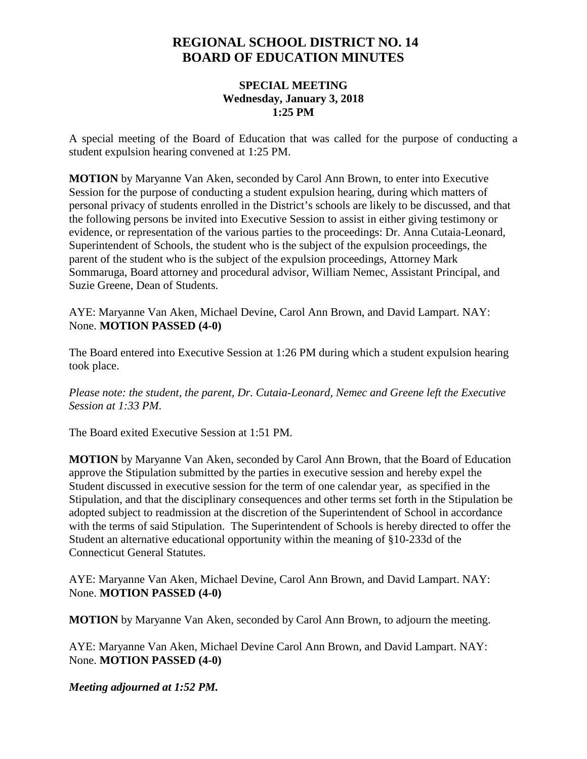# REGIONAL SCHOOL DISTRICT NO. 14
# BOARD OF EDUCATION MINUTES

### SPECIAL MEETING
### Wednesday, January 3, 2018
### 1:25 PM

A special meeting of the Board of Education that was called for the purpose of conducting a student expulsion hearing convened at 1:25 PM.

**MOTION** by Maryanne Van Aken, seconded by Carol Ann Brown, to enter into Executive Session for the purpose of conducting a student expulsion hearing, during which matters of personal privacy of students enrolled in the District's schools are likely to be discussed, and that the following persons be invited into Executive Session to assist in either giving testimony or evidence, or representation of the various parties to the proceedings: Dr. Anna Cutaia-Leonard, Superintendent of Schools, the student who is the subject of the expulsion proceedings, the parent of the student who is the subject of the expulsion proceedings, Attorney Mark Sommaruga, Board attorney and procedural advisor, William Nemec, Assistant Principal, and Suzie Greene, Dean of Students.

AYE: Maryanne Van Aken, Michael Devine, Carol Ann Brown, and David Lampart. NAY: None. **MOTION PASSED (4-0)**

The Board entered into Executive Session at 1:26 PM during which a student expulsion hearing took place.

*Please note: the student, the parent, Dr. Cutaia-Leonard, Nemec and Greene left the Executive Session at 1:33 PM.*

The Board exited Executive Session at 1:51 PM.

**MOTION** by Maryanne Van Aken, seconded by Carol Ann Brown, that the Board of Education approve the Stipulation submitted by the parties in executive session and hereby expel the Student discussed in executive session for the term of one calendar year, as specified in the Stipulation, and that the disciplinary consequences and other terms set forth in the Stipulation be adopted subject to readmission at the discretion of the Superintendent of School in accordance with the terms of said Stipulation. The Superintendent of Schools is hereby directed to offer the Student an alternative educational opportunity within the meaning of §10-233d of the Connecticut General Statutes.

AYE: Maryanne Van Aken, Michael Devine, Carol Ann Brown, and David Lampart. NAY: None. **MOTION PASSED (4-0)**

**MOTION** by Maryanne Van Aken, seconded by Carol Ann Brown, to adjourn the meeting.

AYE: Maryanne Van Aken, Michael Devine Carol Ann Brown, and David Lampart. NAY: None. **MOTION PASSED (4-0)**

***Meeting adjourned at 1:52 PM.***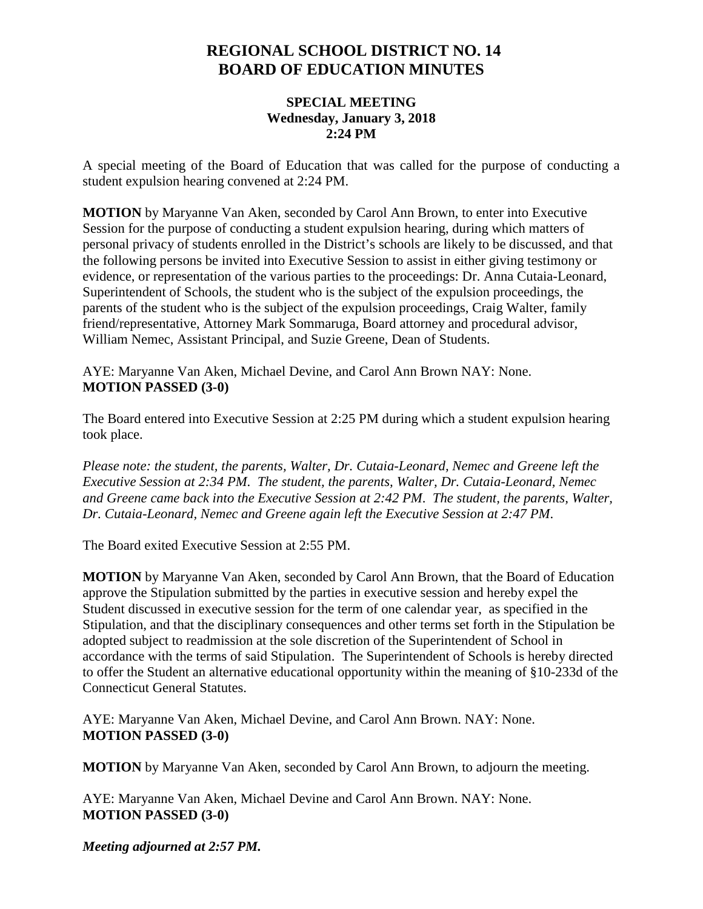# REGIONAL SCHOOL DISTRICT NO. 14
# BOARD OF EDUCATION MINUTES

### SPECIAL MEETING
### Wednesday, January 3, 2018
### 2:24 PM

A special meeting of the Board of Education that was called for the purpose of conducting a student expulsion hearing convened at 2:24 PM.

**MOTION** by Maryanne Van Aken, seconded by Carol Ann Brown, to enter into Executive Session for the purpose of conducting a student expulsion hearing, during which matters of personal privacy of students enrolled in the District's schools are likely to be discussed, and that the following persons be invited into Executive Session to assist in either giving testimony or evidence, or representation of the various parties to the proceedings: Dr. Anna Cutaia-Leonard, Superintendent of Schools, the student who is the subject of the expulsion proceedings, the parents of the student who is the subject of the expulsion proceedings, Craig Walter, family friend/representative, Attorney Mark Sommaruga, Board attorney and procedural advisor, William Nemec, Assistant Principal, and Suzie Greene, Dean of Students.

AYE: Maryanne Van Aken, Michael Devine, and Carol Ann Brown NAY: None.
**MOTION PASSED (3-0)**

The Board entered into Executive Session at 2:25 PM during which a student expulsion hearing took place.

*Please note: the student, the parents, Walter, Dr. Cutaia-Leonard, Nemec and Greene left the Executive Session at 2:34 PM. The student, the parents, Walter, Dr. Cutaia-Leonard, Nemec and Greene came back into the Executive Session at 2:42 PM. The student, the parents, Walter, Dr. Cutaia-Leonard, Nemec and Greene again left the Executive Session at 2:47 PM.*

The Board exited Executive Session at 2:55 PM.

**MOTION** by Maryanne Van Aken, seconded by Carol Ann Brown, that the Board of Education approve the Stipulation submitted by the parties in executive session and hereby expel the Student discussed in executive session for the term of one calendar year, as specified in the Stipulation, and that the disciplinary consequences and other terms set forth in the Stipulation be adopted subject to readmission at the sole discretion of the Superintendent of School in accordance with the terms of said Stipulation. The Superintendent of Schools is hereby directed to offer the Student an alternative educational opportunity within the meaning of §10-233d of the Connecticut General Statutes.

AYE: Maryanne Van Aken, Michael Devine, and Carol Ann Brown. NAY: None.
**MOTION PASSED (3-0)**

**MOTION** by Maryanne Van Aken, seconded by Carol Ann Brown, to adjourn the meeting.

AYE: Maryanne Van Aken, Michael Devine and Carol Ann Brown. NAY: None.
**MOTION PASSED (3-0)**

***Meeting adjourned at 2:57 PM.***